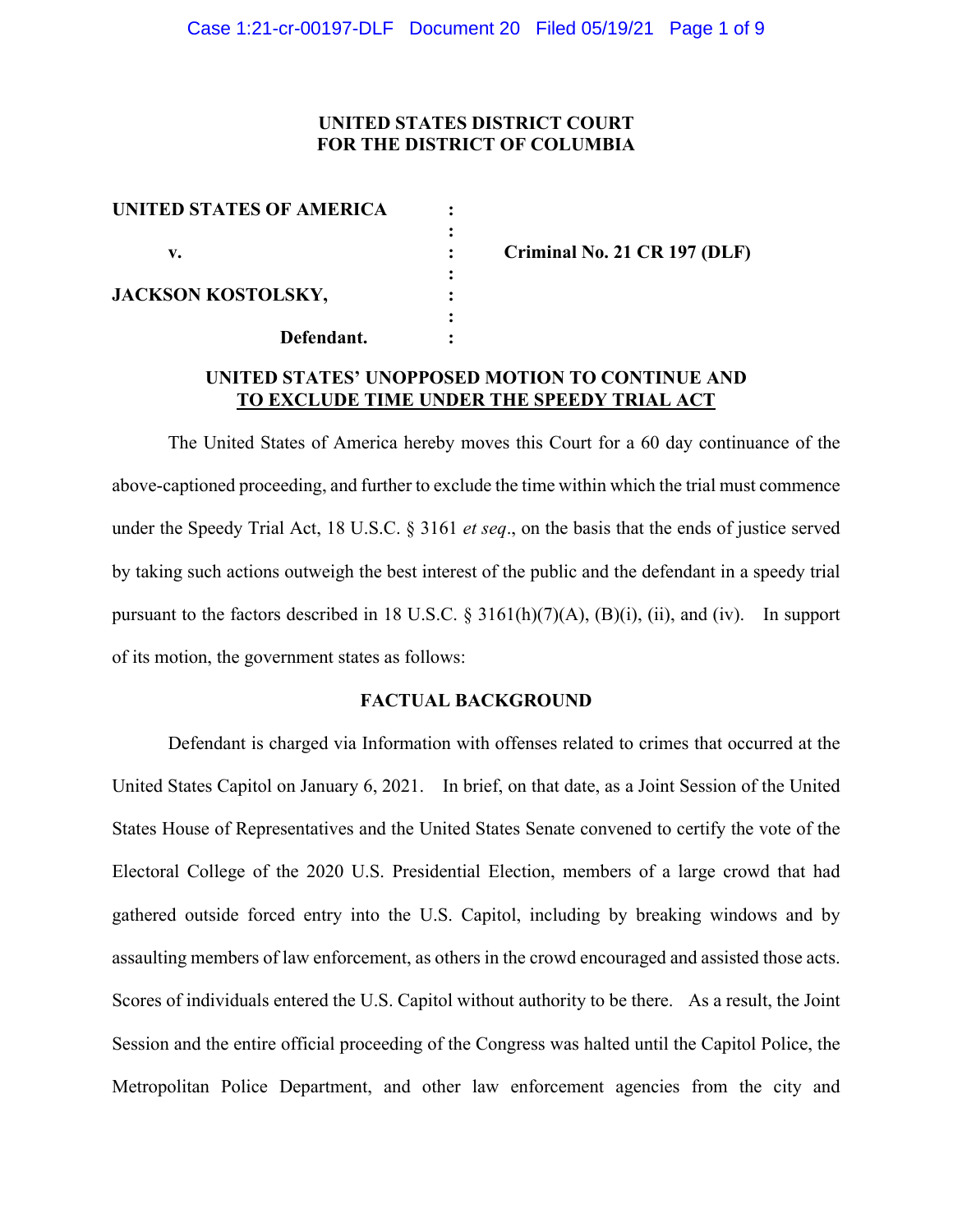**UNITED STATES DISTRICT COURT**
**FOR THE DISTRICT OF COLUMBIA**

| | | |
|---|---|---|
| **UNITED STATES OF AMERICA** | : | |
| | : | |
| **v.** | : | **Criminal No. 21 CR 197 (DLF)** |
| | : | |
| **JACKSON KOSTOLSKY,** | : | |
| | : | |
| **Defendant.** | : | |

**UNITED STATES' UNOPPOSED MOTION TO CONTINUE AND TO EXCLUDE TIME UNDER THE SPEEDY TRIAL ACT**

The United States of America hereby moves this Court for a 60 day continuance of the above-captioned proceeding, and further to exclude the time within which the trial must commence under the Speedy Trial Act, 18 U.S.C. § 3161 *et seq*., on the basis that the ends of justice served by taking such actions outweigh the best interest of the public and the defendant in a speedy trial pursuant to the factors described in 18 U.S.C. § 3161(h)(7)(A), (B)(i), (ii), and (iv). In support of its motion, the government states as follows:

**FACTUAL BACKGROUND**

Defendant is charged via Information with offenses related to crimes that occurred at the United States Capitol on January 6, 2021. In brief, on that date, as a Joint Session of the United States House of Representatives and the United States Senate convened to certify the vote of the Electoral College of the 2020 U.S. Presidential Election, members of a large crowd that had gathered outside forced entry into the U.S. Capitol, including by breaking windows and by assaulting members of law enforcement, as others in the crowd encouraged and assisted those acts. Scores of individuals entered the U.S. Capitol without authority to be there. As a result, the Joint Session and the entire official proceeding of the Congress was halted until the Capitol Police, the Metropolitan Police Department, and other law enforcement agencies from the city and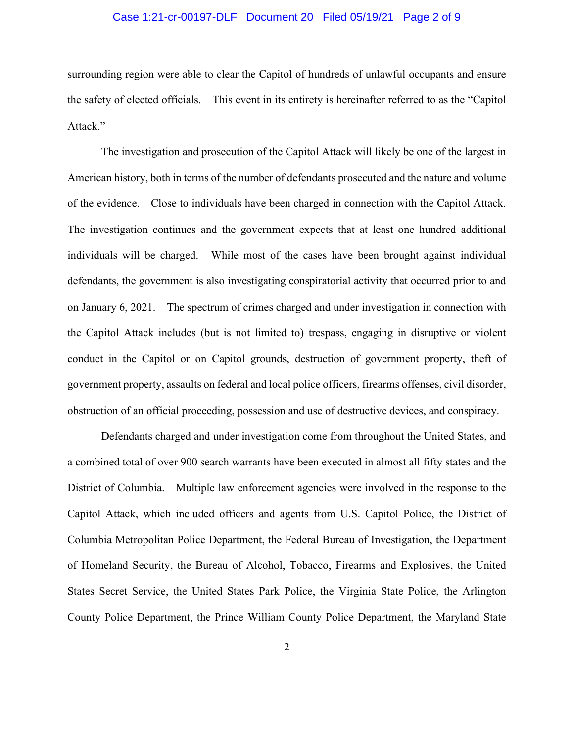surrounding region were able to clear the Capitol of hundreds of unlawful occupants and ensure the safety of elected officials. This event in its entirety is hereinafter referred to as the "Capitol Attack."

The investigation and prosecution of the Capitol Attack will likely be one of the largest in American history, both in terms of the number of defendants prosecuted and the nature and volume of the evidence. Close to individuals have been charged in connection with the Capitol Attack. The investigation continues and the government expects that at least one hundred additional individuals will be charged. While most of the cases have been brought against individual defendants, the government is also investigating conspiratorial activity that occurred prior to and on January 6, 2021. The spectrum of crimes charged and under investigation in connection with the Capitol Attack includes (but is not limited to) trespass, engaging in disruptive or violent conduct in the Capitol or on Capitol grounds, destruction of government property, theft of government property, assaults on federal and local police officers, firearms offenses, civil disorder, obstruction of an official proceeding, possession and use of destructive devices, and conspiracy.

Defendants charged and under investigation come from throughout the United States, and a combined total of over 900 search warrants have been executed in almost all fifty states and the District of Columbia. Multiple law enforcement agencies were involved in the response to the Capitol Attack, which included officers and agents from U.S. Capitol Police, the District of Columbia Metropolitan Police Department, the Federal Bureau of Investigation, the Department of Homeland Security, the Bureau of Alcohol, Tobacco, Firearms and Explosives, the United States Secret Service, the United States Park Police, the Virginia State Police, the Arlington County Police Department, the Prince William County Police Department, the Maryland State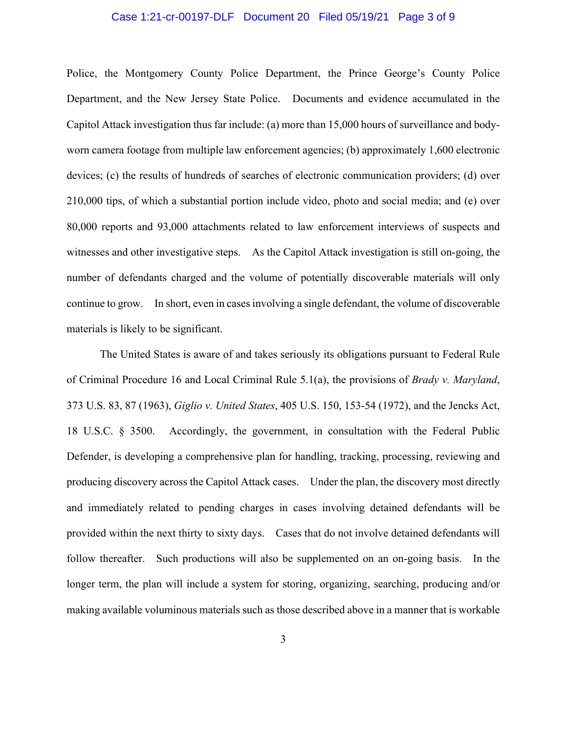Police, the Montgomery County Police Department, the Prince George's County Police Department, and the New Jersey State Police. Documents and evidence accumulated in the Capitol Attack investigation thus far include: (a) more than 15,000 hours of surveillance and body-worn camera footage from multiple law enforcement agencies; (b) approximately 1,600 electronic devices; (c) the results of hundreds of searches of electronic communication providers; (d) over 210,000 tips, of which a substantial portion include video, photo and social media; and (e) over 80,000 reports and 93,000 attachments related to law enforcement interviews of suspects and witnesses and other investigative steps. As the Capitol Attack investigation is still on-going, the number of defendants charged and the volume of potentially discoverable materials will only continue to grow. In short, even in cases involving a single defendant, the volume of discoverable materials is likely to be significant.

The United States is aware of and takes seriously its obligations pursuant to Federal Rule of Criminal Procedure 16 and Local Criminal Rule 5.1(a), the provisions of *Brady v. Maryland*, 373 U.S. 83, 87 (1963), *Giglio v. United States*, 405 U.S. 150, 153-54 (1972), and the Jencks Act, 18 U.S.C. § 3500. Accordingly, the government, in consultation with the Federal Public Defender, is developing a comprehensive plan for handling, tracking, processing, reviewing and producing discovery across the Capitol Attack cases. Under the plan, the discovery most directly and immediately related to pending charges in cases involving detained defendants will be provided within the next thirty to sixty days. Cases that do not involve detained defendants will follow thereafter. Such productions will also be supplemented on an on-going basis. In the longer term, the plan will include a system for storing, organizing, searching, producing and/or making available voluminous materials such as those described above in a manner that is workable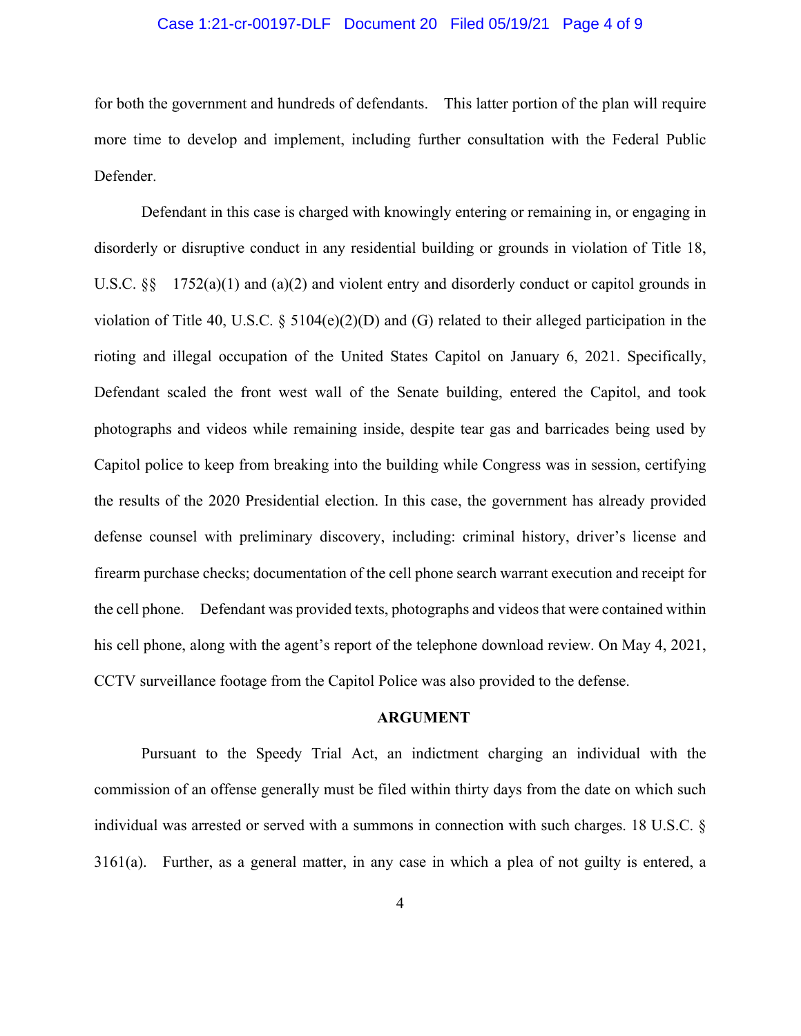for both the government and hundreds of defendants. This latter portion of the plan will require more time to develop and implement, including further consultation with the Federal Public Defender.

Defendant in this case is charged with knowingly entering or remaining in, or engaging in disorderly or disruptive conduct in any residential building or grounds in violation of Title 18, U.S.C. §§ 1752(a)(1) and (a)(2) and violent entry and disorderly conduct or capitol grounds in violation of Title 40, U.S.C. § 5104(e)(2)(D) and (G) related to their alleged participation in the rioting and illegal occupation of the United States Capitol on January 6, 2021. Specifically, Defendant scaled the front west wall of the Senate building, entered the Capitol, and took photographs and videos while remaining inside, despite tear gas and barricades being used by Capitol police to keep from breaking into the building while Congress was in session, certifying the results of the 2020 Presidential election. In this case, the government has already provided defense counsel with preliminary discovery, including: criminal history, driver's license and firearm purchase checks; documentation of the cell phone search warrant execution and receipt for the cell phone. Defendant was provided texts, photographs and videos that were contained within his cell phone, along with the agent's report of the telephone download review. On May 4, 2021, CCTV surveillance footage from the Capitol Police was also provided to the defense.

## ARGUMENT

Pursuant to the Speedy Trial Act, an indictment charging an individual with the commission of an offense generally must be filed within thirty days from the date on which such individual was arrested or served with a summons in connection with such charges. 18 U.S.C. § 3161(a). Further, as a general matter, in any case in which a plea of not guilty is entered, a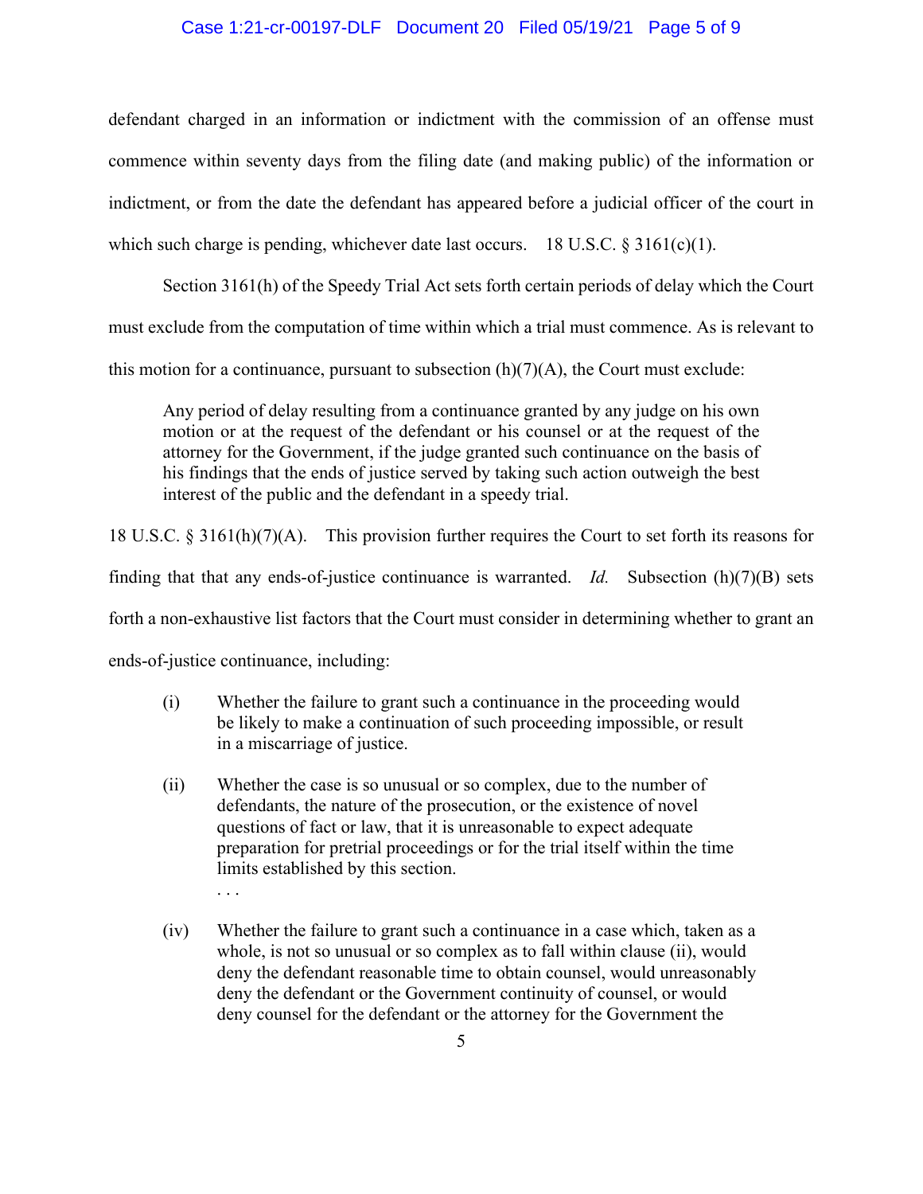defendant charged in an information or indictment with the commission of an offense must commence within seventy days from the filing date (and making public) of the information or indictment, or from the date the defendant has appeared before a judicial officer of the court in which such charge is pending, whichever date last occurs. 18 U.S.C. § 3161(c)(1).

Section 3161(h) of the Speedy Trial Act sets forth certain periods of delay which the Court must exclude from the computation of time within which a trial must commence. As is relevant to this motion for a continuance, pursuant to subsection (h)(7)(A), the Court must exclude:

> Any period of delay resulting from a continuance granted by any judge on his own motion or at the request of the defendant or his counsel or at the request of the attorney for the Government, if the judge granted such continuance on the basis of his findings that the ends of justice served by taking such action outweigh the best interest of the public and the defendant in a speedy trial.

18 U.S.C. § 3161(h)(7)(A). This provision further requires the Court to set forth its reasons for finding that that any ends-of-justice continuance is warranted. *Id.* Subsection (h)(7)(B) sets forth a non-exhaustive list factors that the Court must consider in determining whether to grant an ends-of-justice continuance, including:

> (i) Whether the failure to grant such a continuance in the proceeding would be likely to make a continuation of such proceeding impossible, or result in a miscarriage of justice.
>
> (ii) Whether the case is so unusual or so complex, due to the number of defendants, the nature of the prosecution, or the existence of novel questions of fact or law, that it is unreasonable to expect adequate preparation for pretrial proceedings or for the trial itself within the time limits established by this section.
>
> . . .
>
> (iv) Whether the failure to grant such a continuance in a case which, taken as a whole, is not so unusual or so complex as to fall within clause (ii), would deny the defendant reasonable time to obtain counsel, would unreasonably deny the defendant or the Government continuity of counsel, or would deny counsel for the defendant or the attorney for the Government the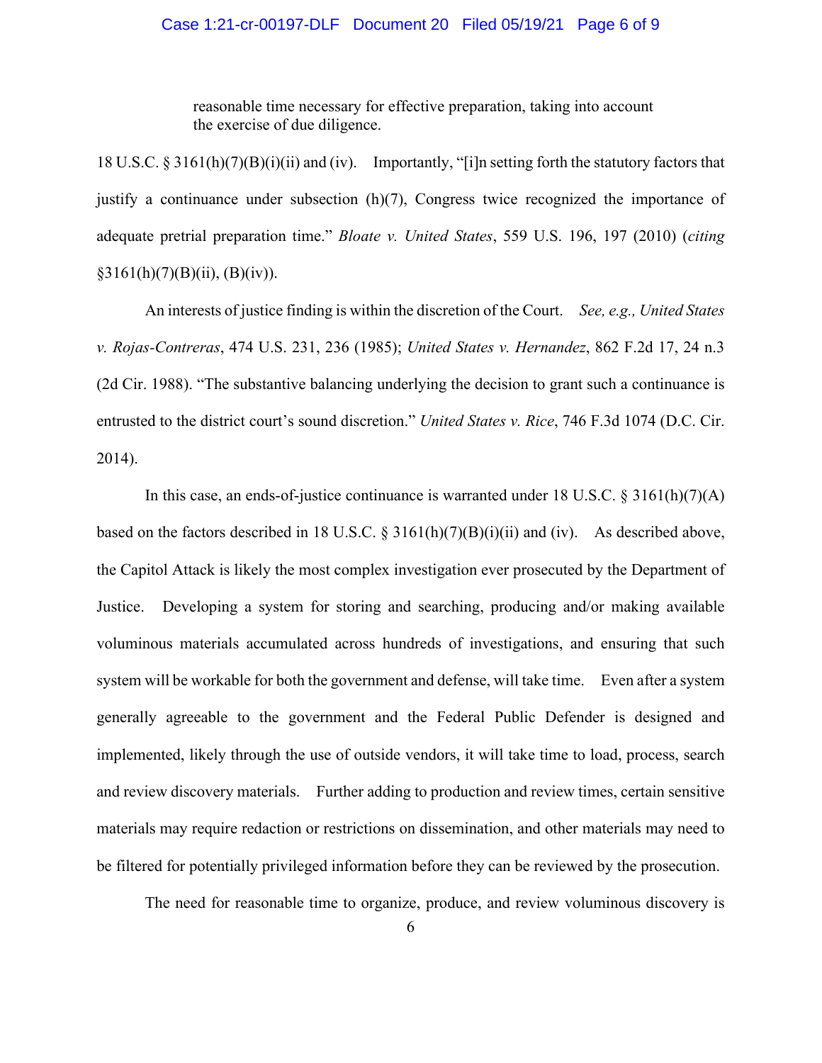> reasonable time necessary for effective preparation, taking into account the exercise of due diligence.

18 U.S.C. § 3161(h)(7)(B)(i)(ii) and (iv). Importantly, "[i]n setting forth the statutory factors that justify a continuance under subsection (h)(7), Congress twice recognized the importance of adequate pretrial preparation time." *Bloate v. United States*, 559 U.S. 196, 197 (2010) (*citing* §3161(h)(7)(B)(ii), (B)(iv)).

An interests of justice finding is within the discretion of the Court. *See, e.g., United States v. Rojas-Contreras*, 474 U.S. 231, 236 (1985); *United States v. Hernandez*, 862 F.2d 17, 24 n.3 (2d Cir. 1988). "The substantive balancing underlying the decision to grant such a continuance is entrusted to the district court's sound discretion." *United States v. Rice*, 746 F.3d 1074 (D.C. Cir. 2014).

In this case, an ends-of-justice continuance is warranted under 18 U.S.C. § 3161(h)(7)(A) based on the factors described in 18 U.S.C. § 3161(h)(7)(B)(i)(ii) and (iv). As described above, the Capitol Attack is likely the most complex investigation ever prosecuted by the Department of Justice. Developing a system for storing and searching, producing and/or making available voluminous materials accumulated across hundreds of investigations, and ensuring that such system will be workable for both the government and defense, will take time. Even after a system generally agreeable to the government and the Federal Public Defender is designed and implemented, likely through the use of outside vendors, it will take time to load, process, search and review discovery materials. Further adding to production and review times, certain sensitive materials may require redaction or restrictions on dissemination, and other materials may need to be filtered for potentially privileged information before they can be reviewed by the prosecution.

The need for reasonable time to organize, produce, and review voluminous discovery is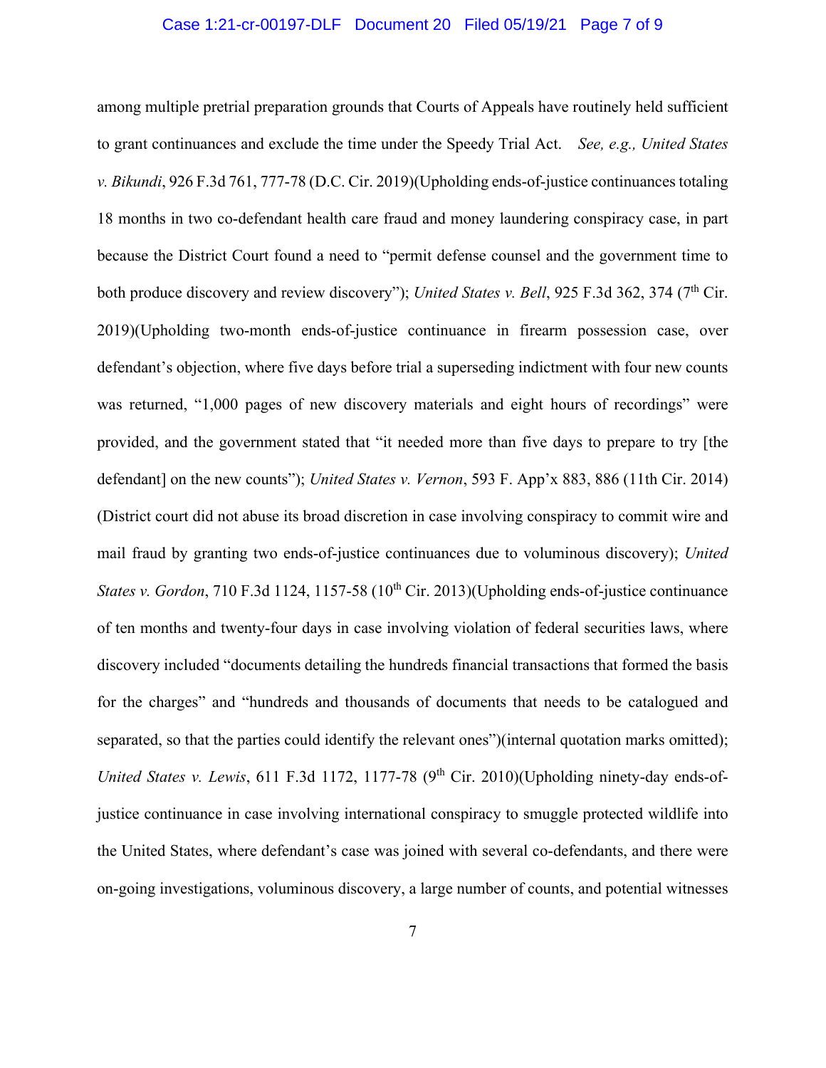among multiple pretrial preparation grounds that Courts of Appeals have routinely held sufficient to grant continuances and exclude the time under the Speedy Trial Act. *See, e.g., United States v. Bikundi*, 926 F.3d 761, 777-78 (D.C. Cir. 2019)(Upholding ends-of-justice continuances totaling 18 months in two co-defendant health care fraud and money laundering conspiracy case, in part because the District Court found a need to "permit defense counsel and the government time to both produce discovery and review discovery"); *United States v. Bell*, 925 F.3d 362, 374 (7th Cir. 2019)(Upholding two-month ends-of-justice continuance in firearm possession case, over defendant's objection, where five days before trial a superseding indictment with four new counts was returned, "1,000 pages of new discovery materials and eight hours of recordings" were provided, and the government stated that "it needed more than five days to prepare to try [the defendant] on the new counts"); *United States v. Vernon*, 593 F. App'x 883, 886 (11th Cir. 2014) (District court did not abuse its broad discretion in case involving conspiracy to commit wire and mail fraud by granting two ends-of-justice continuances due to voluminous discovery); *United States v. Gordon*, 710 F.3d 1124, 1157-58 (10th Cir. 2013)(Upholding ends-of-justice continuance of ten months and twenty-four days in case involving violation of federal securities laws, where discovery included "documents detailing the hundreds financial transactions that formed the basis for the charges" and "hundreds and thousands of documents that needs to be catalogued and separated, so that the parties could identify the relevant ones")(internal quotation marks omitted); *United States v. Lewis*, 611 F.3d 1172, 1177-78 (9th Cir. 2010)(Upholding ninety-day ends-of-justice continuance in case involving international conspiracy to smuggle protected wildlife into the United States, where defendant's case was joined with several co-defendants, and there were on-going investigations, voluminous discovery, a large number of counts, and potential witnesses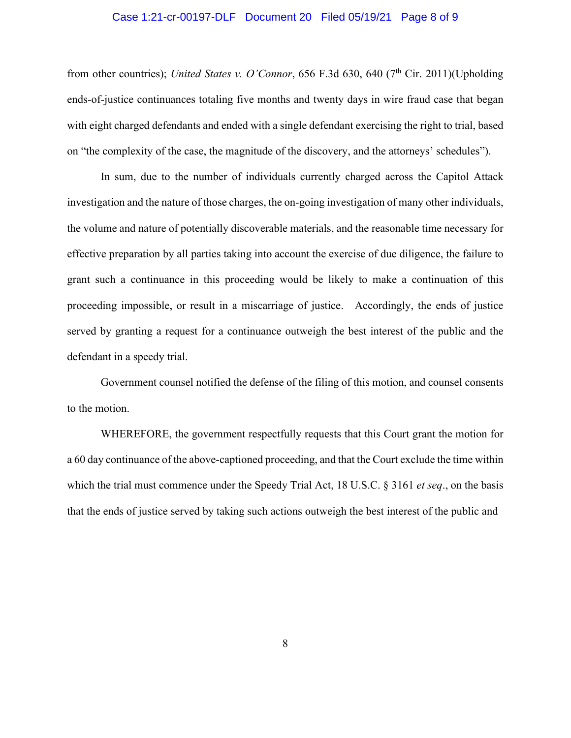from other countries); *United States v. O'Connor*, 656 F.3d 630, 640 (7th Cir. 2011)(Upholding ends-of-justice continuances totaling five months and twenty days in wire fraud case that began with eight charged defendants and ended with a single defendant exercising the right to trial, based on "the complexity of the case, the magnitude of the discovery, and the attorneys' schedules").

In sum, due to the number of individuals currently charged across the Capitol Attack investigation and the nature of those charges, the on-going investigation of many other individuals, the volume and nature of potentially discoverable materials, and the reasonable time necessary for effective preparation by all parties taking into account the exercise of due diligence, the failure to grant such a continuance in this proceeding would be likely to make a continuation of this proceeding impossible, or result in a miscarriage of justice. Accordingly, the ends of justice served by granting a request for a continuance outweigh the best interest of the public and the defendant in a speedy trial.

Government counsel notified the defense of the filing of this motion, and counsel consents to the motion.

WHEREFORE, the government respectfully requests that this Court grant the motion for a 60 day continuance of the above-captioned proceeding, and that the Court exclude the time within which the trial must commence under the Speedy Trial Act, 18 U.S.C. § 3161 *et seq*., on the basis that the ends of justice served by taking such actions outweigh the best interest of the public and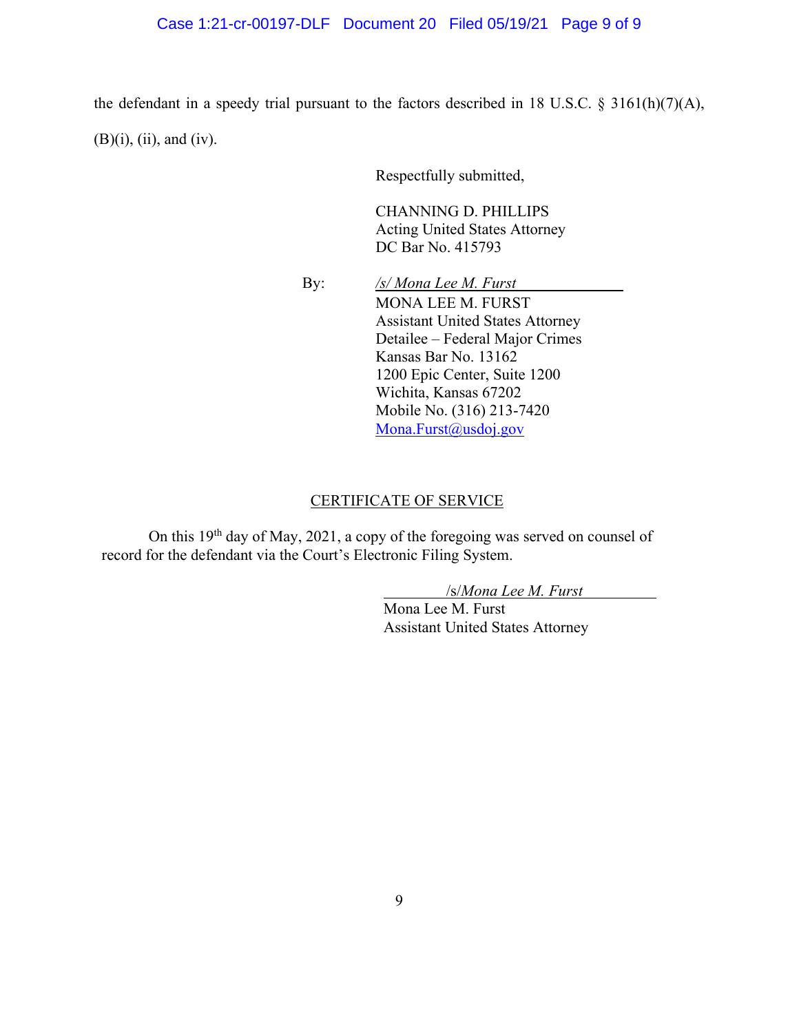the defendant in a speedy trial pursuant to the factors described in 18 U.S.C. § 3161(h)(7)(A), (B)(i), (ii), and (iv).

Respectfully submitted,

CHANNING D. PHILLIPS
Acting United States Attorney
DC Bar No. 415793

By: */s/ Mona Lee M. Furst*
MONA LEE M. FURST
Assistant United States Attorney
Detailee – Federal Major Crimes
Kansas Bar No. 13162
1200 Epic Center, Suite 1200
Wichita, Kansas 67202
Mobile No. (316) 213-7420
Mona.Furst@usdoj.gov

CERTIFICATE OF SERVICE

On this 19th day of May, 2021, a copy of the foregoing was served on counsel of record for the defendant via the Court's Electronic Filing System.

/s/*Mona Lee M. Furst*
Mona Lee M. Furst
Assistant United States Attorney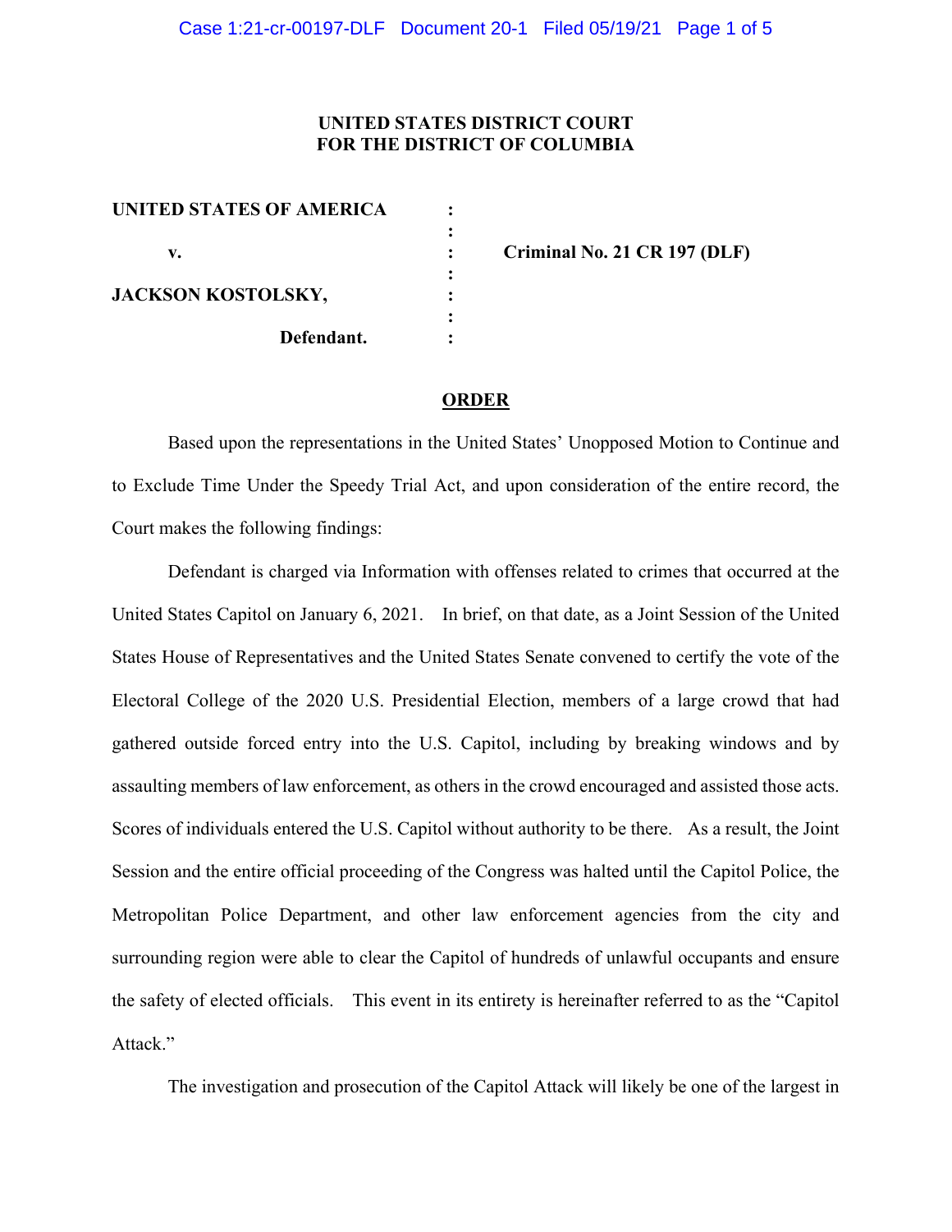**UNITED STATES DISTRICT COURT**
**FOR THE DISTRICT OF COLUMBIA**

| | | |
|---|---|---|
| **UNITED STATES OF AMERICA** | : | |
| | : | |
| **v.** | : | **Criminal No. 21 CR 197 (DLF)** |
| | : | |
| **JACKSON KOSTOLSKY,** | : | |
| | : | |
| **Defendant.** | : | |

## ORDER

Based upon the representations in the United States' Unopposed Motion to Continue and to Exclude Time Under the Speedy Trial Act, and upon consideration of the entire record, the Court makes the following findings:

Defendant is charged via Information with offenses related to crimes that occurred at the United States Capitol on January 6, 2021. In brief, on that date, as a Joint Session of the United States House of Representatives and the United States Senate convened to certify the vote of the Electoral College of the 2020 U.S. Presidential Election, members of a large crowd that had gathered outside forced entry into the U.S. Capitol, including by breaking windows and by assaulting members of law enforcement, as others in the crowd encouraged and assisted those acts. Scores of individuals entered the U.S. Capitol without authority to be there. As a result, the Joint Session and the entire official proceeding of the Congress was halted until the Capitol Police, the Metropolitan Police Department, and other law enforcement agencies from the city and surrounding region were able to clear the Capitol of hundreds of unlawful occupants and ensure the safety of elected officials. This event in its entirety is hereinafter referred to as the "Capitol Attack."

The investigation and prosecution of the Capitol Attack will likely be one of the largest in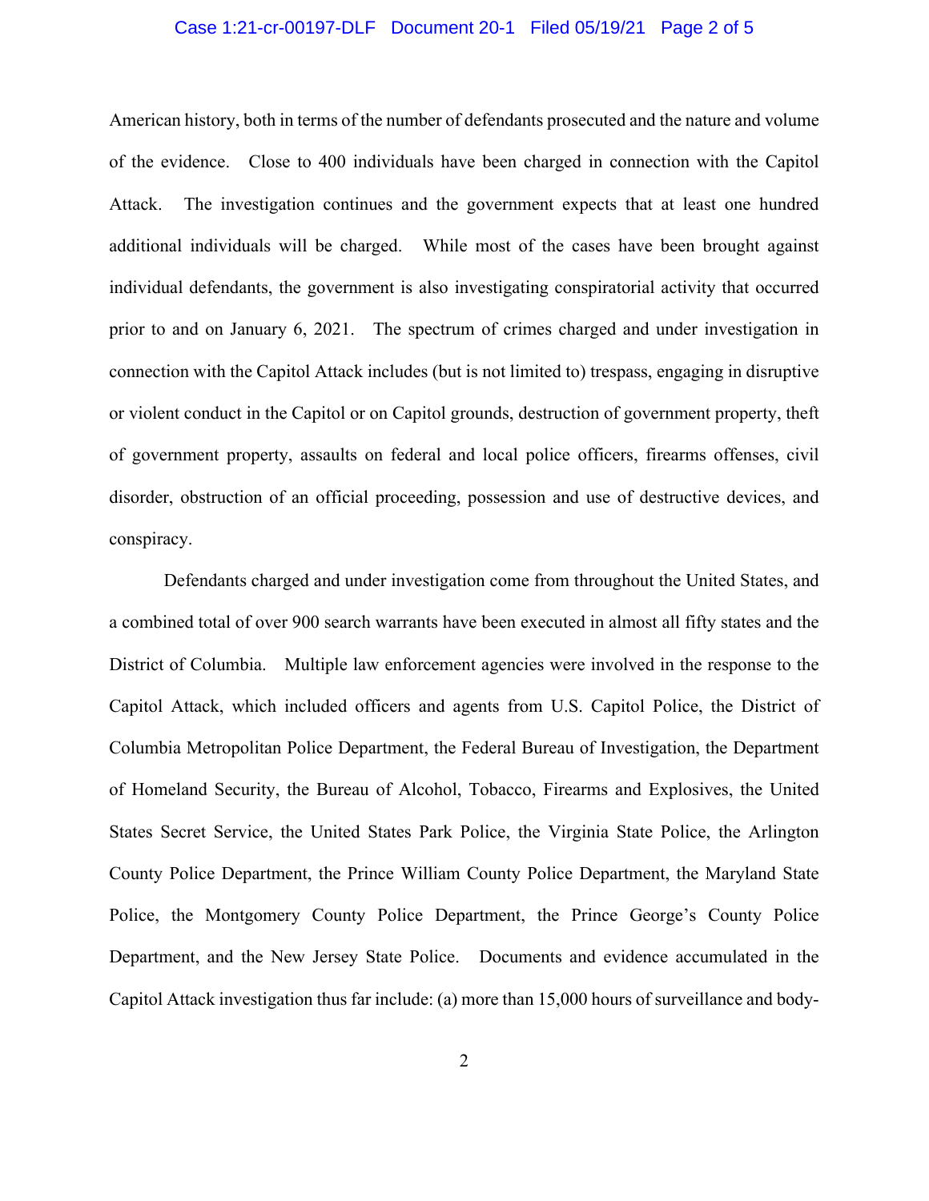American history, both in terms of the number of defendants prosecuted and the nature and volume of the evidence. Close to 400 individuals have been charged in connection with the Capitol Attack. The investigation continues and the government expects that at least one hundred additional individuals will be charged. While most of the cases have been brought against individual defendants, the government is also investigating conspiratorial activity that occurred prior to and on January 6, 2021. The spectrum of crimes charged and under investigation in connection with the Capitol Attack includes (but is not limited to) trespass, engaging in disruptive or violent conduct in the Capitol or on Capitol grounds, destruction of government property, theft of government property, assaults on federal and local police officers, firearms offenses, civil disorder, obstruction of an official proceeding, possession and use of destructive devices, and conspiracy.

Defendants charged and under investigation come from throughout the United States, and a combined total of over 900 search warrants have been executed in almost all fifty states and the District of Columbia. Multiple law enforcement agencies were involved in the response to the Capitol Attack, which included officers and agents from U.S. Capitol Police, the District of Columbia Metropolitan Police Department, the Federal Bureau of Investigation, the Department of Homeland Security, the Bureau of Alcohol, Tobacco, Firearms and Explosives, the United States Secret Service, the United States Park Police, the Virginia State Police, the Arlington County Police Department, the Prince William County Police Department, the Maryland State Police, the Montgomery County Police Department, the Prince George's County Police Department, and the New Jersey State Police. Documents and evidence accumulated in the Capitol Attack investigation thus far include: (a) more than 15,000 hours of surveillance and body-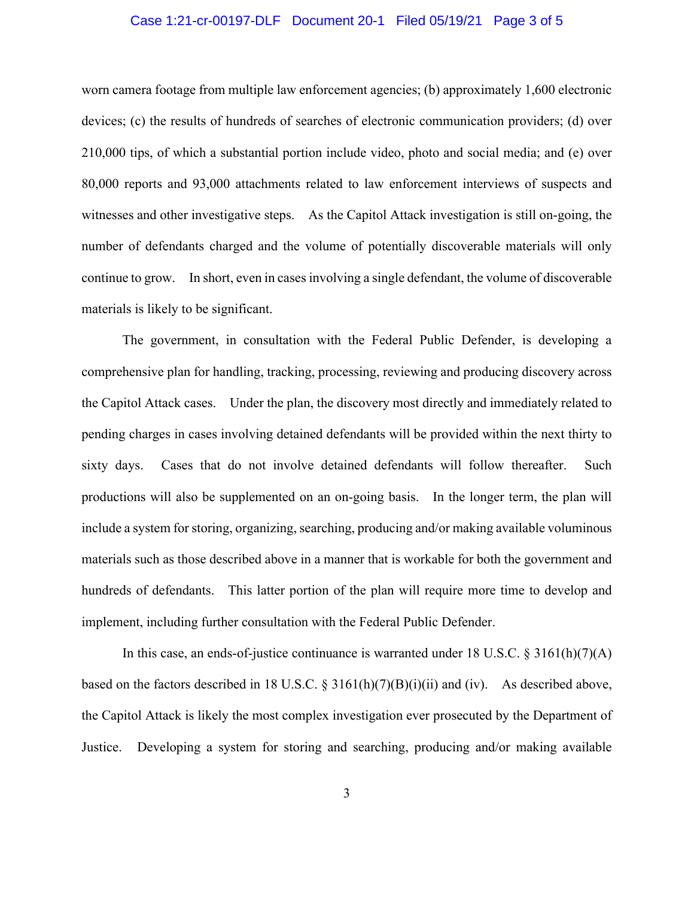worn camera footage from multiple law enforcement agencies; (b) approximately 1,600 electronic devices; (c) the results of hundreds of searches of electronic communication providers; (d) over 210,000 tips, of which a substantial portion include video, photo and social media; and (e) over 80,000 reports and 93,000 attachments related to law enforcement interviews of suspects and witnesses and other investigative steps. As the Capitol Attack investigation is still on-going, the number of defendants charged and the volume of potentially discoverable materials will only continue to grow. In short, even in cases involving a single defendant, the volume of discoverable materials is likely to be significant.

The government, in consultation with the Federal Public Defender, is developing a comprehensive plan for handling, tracking, processing, reviewing and producing discovery across the Capitol Attack cases. Under the plan, the discovery most directly and immediately related to pending charges in cases involving detained defendants will be provided within the next thirty to sixty days. Cases that do not involve detained defendants will follow thereafter. Such productions will also be supplemented on an on-going basis. In the longer term, the plan will include a system for storing, organizing, searching, producing and/or making available voluminous materials such as those described above in a manner that is workable for both the government and hundreds of defendants. This latter portion of the plan will require more time to develop and implement, including further consultation with the Federal Public Defender.

In this case, an ends-of-justice continuance is warranted under 18 U.S.C. § 3161(h)(7)(A) based on the factors described in 18 U.S.C. § 3161(h)(7)(B)(i)(ii) and (iv). As described above, the Capitol Attack is likely the most complex investigation ever prosecuted by the Department of Justice. Developing a system for storing and searching, producing and/or making available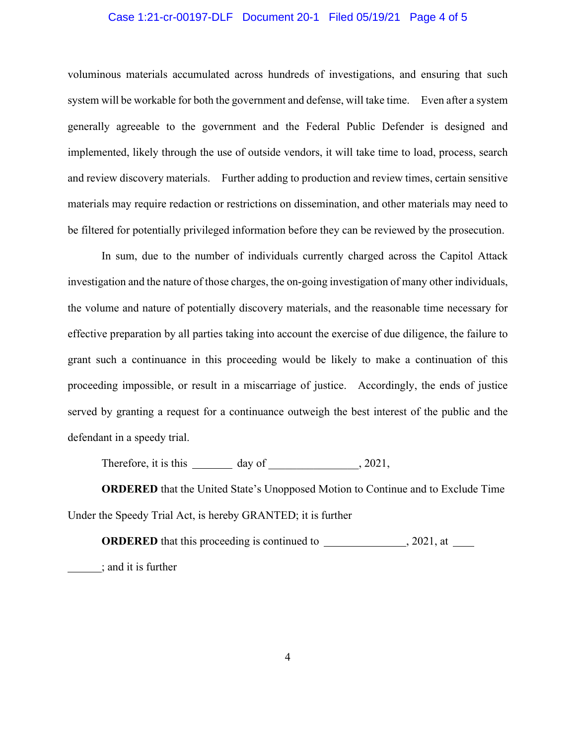voluminous materials accumulated across hundreds of investigations, and ensuring that such system will be workable for both the government and defense, will take time. Even after a system generally agreeable to the government and the Federal Public Defender is designed and implemented, likely through the use of outside vendors, it will take time to load, process, search and review discovery materials. Further adding to production and review times, certain sensitive materials may require redaction or restrictions on dissemination, and other materials may need to be filtered for potentially privileged information before they can be reviewed by the prosecution.

In sum, due to the number of individuals currently charged across the Capitol Attack investigation and the nature of those charges, the on-going investigation of many other individuals, the volume and nature of potentially discovery materials, and the reasonable time necessary for effective preparation by all parties taking into account the exercise of due diligence, the failure to grant such a continuance in this proceeding would be likely to make a continuation of this proceeding impossible, or result in a miscarriage of justice. Accordingly, the ends of justice served by granting a request for a continuance outweigh the best interest of the public and the defendant in a speedy trial.

Therefore, it is this _______ day of _______________, 2021,

**ORDERED** that the United State's Unopposed Motion to Continue and to Exclude Time Under the Speedy Trial Act, is hereby GRANTED; it is further

**ORDERED** that this proceeding is continued to ______________, 2021, at ____ ______; and it is further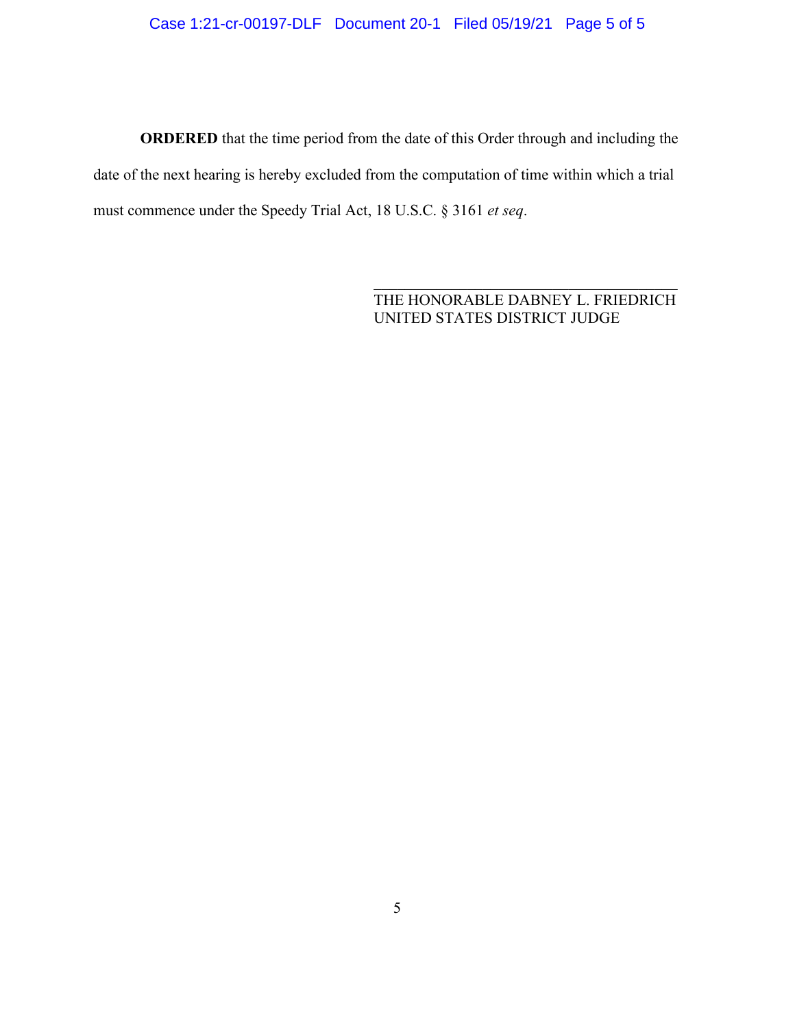**ORDERED** that the time period from the date of this Order through and including the date of the next hearing is hereby excluded from the computation of time within which a trial must commence under the Speedy Trial Act, 18 U.S.C. § 3161 *et seq*.

\_\_\_\_\_\_\_\_\_\_\_\_\_\_\_\_\_\_\_\_\_\_\_\_\_\_\_\_\_\_\_\_\_\_\_\_\_\_\_\_
THE HONORABLE DABNEY L. FRIEDRICH
UNITED STATES DISTRICT JUDGE